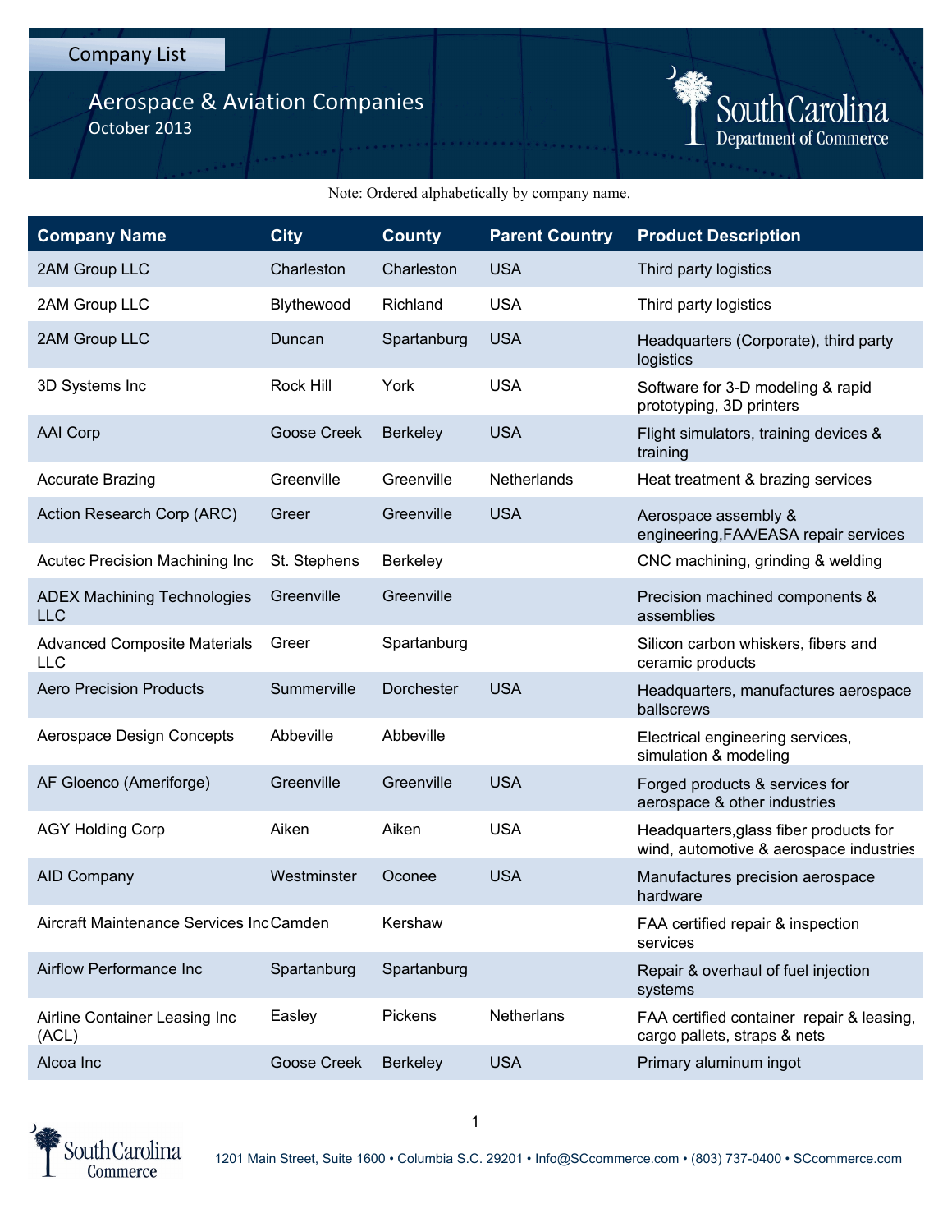Company List

# Aerospace & Aviation Companies

October 2013

South Carolina Department of Commerce

Note: Ordered alphabetically by company name.

| Company Name | City | County | Parent Country | Product Description |
|---|---|---|---|---|
| 2AM Group LLC | Charleston | Charleston | USA | Third party logistics |
| 2AM Group LLC | Blythewood | Richland | USA | Third party logistics |
| 2AM Group LLC | Duncan | Spartanburg | USA | Headquarters (Corporate), third party logistics |
| 3D Systems Inc | Rock Hill | York | USA | Software for 3-D modeling & rapid prototyping, 3D printers |
| AAI Corp | Goose Creek | Berkeley | USA | Flight simulators, training devices & training |
| Accurate Brazing | Greenville | Greenville | Netherlands | Heat treatment & brazing services |
| Action Research Corp (ARC) | Greer | Greenville | USA | Aerospace assembly & engineering,FAA/EASA repair services |
| Acutec Precision Machining Inc | St. Stephens | Berkeley | | CNC machining, grinding & welding |
| ADEX Machining Technologies LLC | Greenville | Greenville | | Precision machined components & assemblies |
| Advanced Composite Materials LLC | Greer | Spartanburg | | Silicon carbon whiskers, fibers and ceramic products |
| Aero Precision Products | Summerville | Dorchester | USA | Headquarters, manufactures aerospace ballscrews |
| Aerospace Design Concepts | Abbeville | Abbeville | | Electrical engineering services, simulation & modeling |
| AF Gloenco (Ameriforge) | Greenville | Greenville | USA | Forged products & services for aerospace & other industries |
| AGY Holding Corp | Aiken | Aiken | USA | Headquarters,glass fiber products for wind, automotive & aerospace industries |
| AID Company | Westminster | Oconee | USA | Manufactures precision aerospace hardware |
| Aircraft Maintenance Services Inc | Camden | Kershaw | | FAA certified repair & inspection services |
| Airflow Performance Inc | Spartanburg | Spartanburg | | Repair & overhaul of fuel injection systems |
| Airline Container Leasing Inc (ACL) | Easley | Pickens | Netherlans | FAA certified container repair & leasing, cargo pallets, straps & nets |
| Alcoa Inc | Goose Creek | Berkeley | USA | Primary aluminum ingot |

1201 Main Street, Suite 1600 • Columbia S.C. 29201 • Info@SCcommerce.com • (803) 737-0400 • SCcommerce.com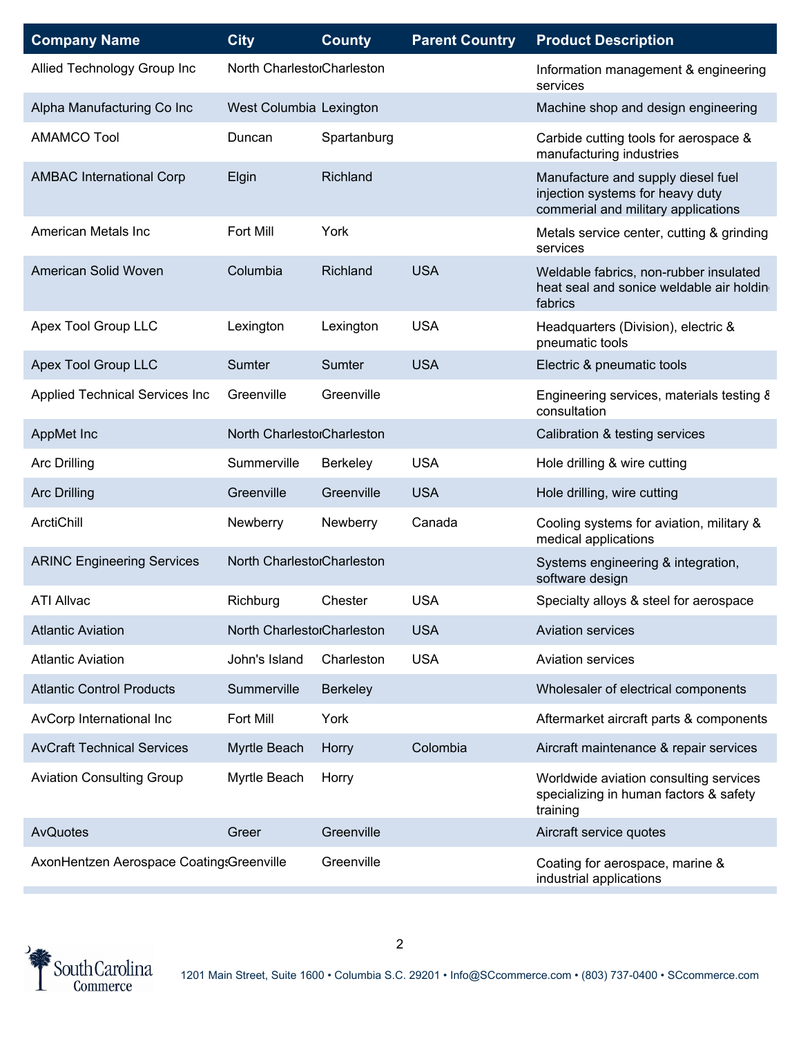| Company Name | City | County | Parent Country | Product Description |
| --- | --- | --- | --- | --- |
| Allied Technology Group Inc | North Charleston | Charleston | | Information management & engineering services |
| Alpha Manufacturing Co Inc | West Columbia | Lexington | | Machine shop and design engineering |
| AMAMCO Tool | Duncan | Spartanburg | | Carbide cutting tools for aerospace & manufacturing industries |
| AMBAC International Corp | Elgin | Richland | | Manufacture and supply diesel fuel injection systems for heavy duty commerial and military applications |
| American Metals Inc | Fort Mill | York | | Metals service center, cutting & grinding services |
| American Solid Woven | Columbia | Richland | USA | Weldable fabrics, non-rubber insulated heat seal and sonice weldable air holding fabrics |
| Apex Tool Group LLC | Lexington | Lexington | USA | Headquarters (Division), electric & pneumatic tools |
| Apex Tool Group LLC | Sumter | Sumter | USA | Electric & pneumatic tools |
| Applied Technical Services Inc | Greenville | Greenville | | Engineering services, materials testing & consultation |
| AppMet Inc | North Charleston | Charleston | | Calibration & testing services |
| Arc Drilling | Summerville | Berkeley | USA | Hole drilling & wire cutting |
| Arc Drilling | Greenville | Greenville | USA | Hole drilling, wire cutting |
| ArctiChill | Newberry | Newberry | Canada | Cooling systems for aviation, military & medical applications |
| ARINC Engineering Services | North Charleston | Charleston | | Systems engineering & integration, software design |
| ATI Allvac | Richburg | Chester | USA | Specialty alloys & steel for aerospace |
| Atlantic Aviation | North Charleston | Charleston | USA | Aviation services |
| Atlantic Aviation | John's Island | Charleston | USA | Aviation services |
| Atlantic Control Products | Summerville | Berkeley | | Wholesaler of electrical components |
| AvCorp International Inc | Fort Mill | York | | Aftermarket aircraft parts & components |
| AvCraft Technical Services | Myrtle Beach | Horry | Colombia | Aircraft maintenance & repair services |
| Aviation Consulting Group | Myrtle Beach | Horry | | Worldwide aviation consulting services specializing in human factors & safety training |
| AvQuotes | Greer | Greenville | | Aircraft service quotes |
| AxonHentzen Aerospace Coatings | Greenville | Greenville | | Coating for aerospace, marine & industrial applications |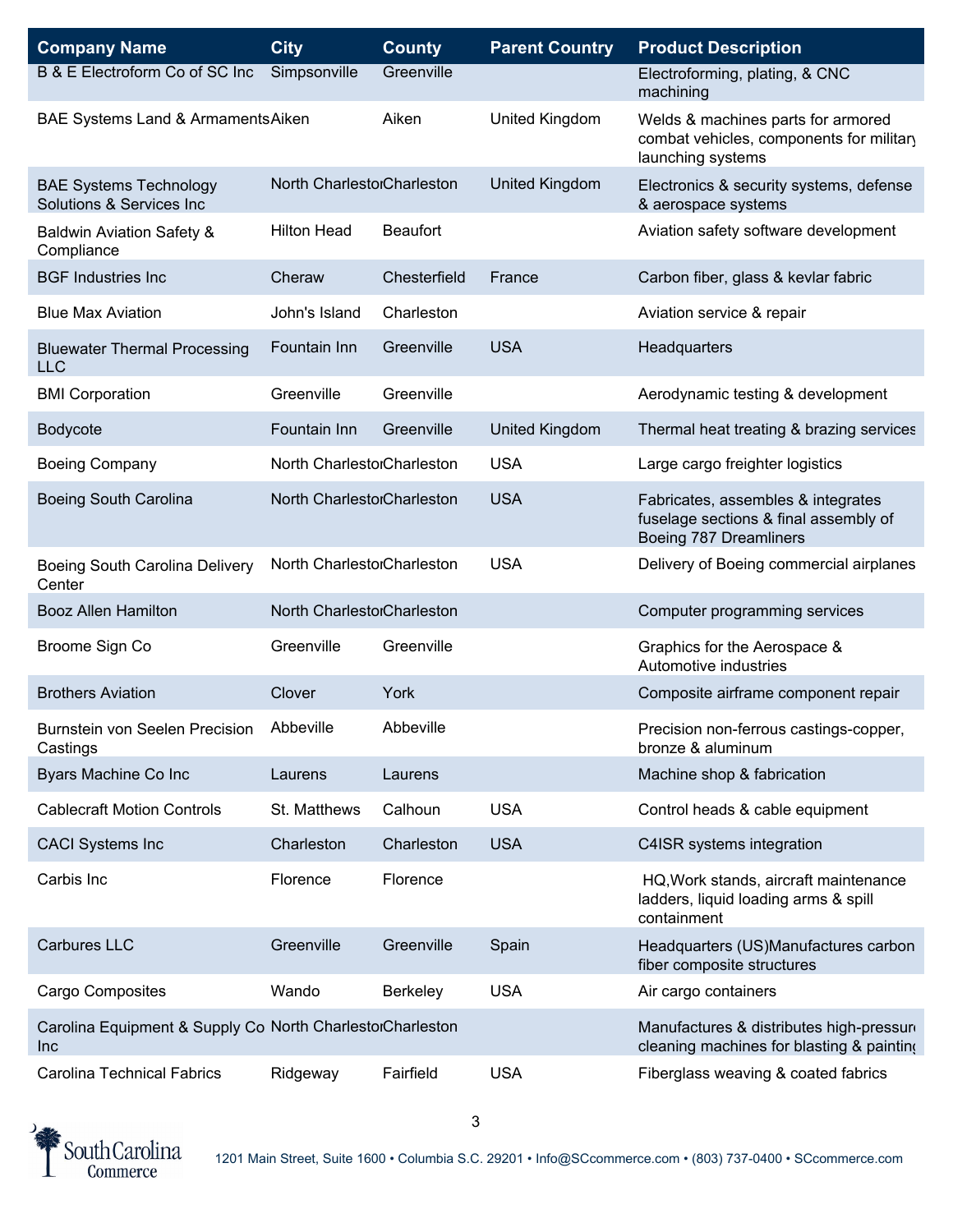| Company Name | City | County | Parent Country | Product Description |
|---|---|---|---|---|
| B & E Electroform Co of SC Inc | Simpsonville | Greenville | | Electroforming, plating, & CNC machining |
| BAE Systems Land & Armaments | Aiken | Aiken | United Kingdom | Welds & machines parts for armored combat vehicles, components for military launching systems |
| BAE Systems Technology Solutions & Services Inc | North Charleston | Charleston | United Kingdom | Electronics & security systems, defense & aerospace systems |
| Baldwin Aviation Safety & Compliance | Hilton Head | Beaufort | | Aviation safety software development |
| BGF Industries Inc | Cheraw | Chesterfield | France | Carbon fiber, glass & kevlar fabric |
| Blue Max Aviation | John's Island | Charleston | | Aviation service & repair |
| Bluewater Thermal Processing LLC | Fountain Inn | Greenville | USA | Headquarters |
| BMI Corporation | Greenville | Greenville | | Aerodynamic testing & development |
| Bodycote | Fountain Inn | Greenville | United Kingdom | Thermal heat treating & brazing services |
| Boeing Company | North Charleston | Charleston | USA | Large cargo freighter logistics |
| Boeing South Carolina | North Charleston | Charleston | USA | Fabricates, assembles & integrates fuselage sections & final assembly of Boeing 787 Dreamliners |
| Boeing South Carolina Delivery Center | North Charleston | Charleston | USA | Delivery of Boeing commercial airplanes |
| Booz Allen Hamilton | North Charleston | Charleston | | Computer programming services |
| Broome Sign Co | Greenville | Greenville | | Graphics for the Aerospace & Automotive industries |
| Brothers Aviation | Clover | York | | Composite airframe component repair |
| Burnstein von Seelen Precision Castings | Abbeville | Abbeville | | Precision non-ferrous castings-copper, bronze & aluminum |
| Byars Machine Co Inc | Laurens | Laurens | | Machine shop & fabrication |
| Cablecraft Motion Controls | St. Matthews | Calhoun | USA | Control heads & cable equipment |
| CACI Systems Inc | Charleston | Charleston | USA | C4ISR systems integration |
| Carbis Inc | Florence | Florence | | HQ,Work stands, aircraft maintenance ladders, liquid loading arms & spill containment |
| Carbures LLC | Greenville | Greenville | Spain | Headquarters (US)Manufactures carbon fiber composite structures |
| Cargo Composites | Wando | Berkeley | USA | Air cargo containers |
| Carolina Equipment & Supply Co Inc | North Charleston | Charleston | | Manufactures & distributes high-pressure cleaning machines for blasting & painting |
| Carolina Technical Fabrics | Ridgeway | Fairfield | USA | Fiberglass weaving & coated fabrics |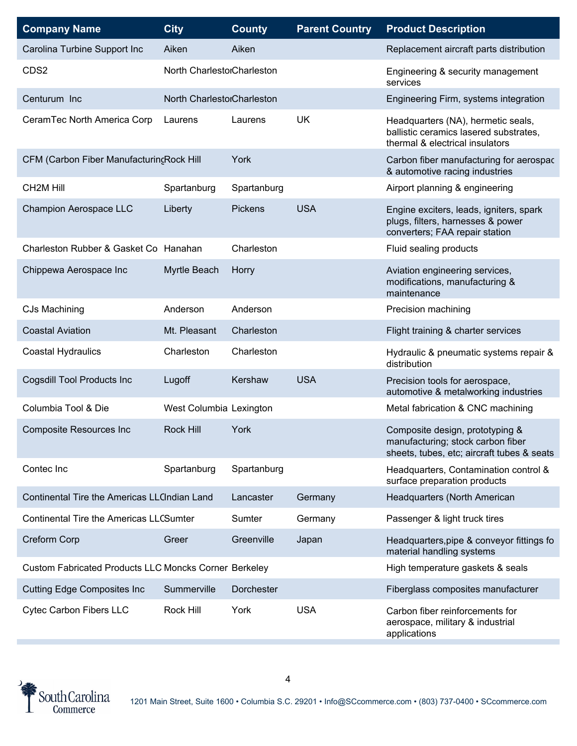| Company Name | City | County | Parent Country | Product Description |
| --- | --- | --- | --- | --- |
| Carolina Turbine Support Inc | Aiken | Aiken | | Replacement aircraft parts distribution |
| CDS2 | North Charleston | Charleston | | Engineering & security management services |
| Centurum Inc | North Charleston | Charleston | | Engineering Firm, systems integration |
| CeramTec North America Corp | Laurens | Laurens | UK | Headquarters (NA), hermetic seals, ballistic ceramics lasered substrates, thermal & electrical insulators |
| CFM (Carbon Fiber Manufacturing | Rock Hill | York | | Carbon fiber manufacturing for aerospac & automotive racing industries |
| CH2M Hill | Spartanburg | Spartanburg | | Airport planning & engineering |
| Champion Aerospace LLC | Liberty | Pickens | USA | Engine exciters, leads, igniters, spark plugs, filters, harnesses & power converters; FAA repair station |
| Charleston Rubber & Gasket Co | Hanahan | Charleston | | Fluid sealing products |
| Chippewa Aerospace Inc | Myrtle Beach | Horry | | Aviation engineering services, modifications, manufacturing & maintenance |
| CJs Machining | Anderson | Anderson | | Precision machining |
| Coastal Aviation | Mt. Pleasant | Charleston | | Flight training & charter services |
| Coastal Hydraulics | Charleston | Charleston | | Hydraulic & pneumatic systems repair & distribution |
| Cogsdill Tool Products Inc | Lugoff | Kershaw | USA | Precision tools for aerospace, automotive & metalworking industries |
| Columbia Tool & Die | West Columbia | Lexington | | Metal fabrication & CNC machining |
| Composite Resources Inc | Rock Hill | York | | Composite design, prototyping & manufacturing; stock carbon fiber sheets, tubes, etc; aircraft tubes & seats |
| Contec Inc | Spartanburg | Spartanburg | | Headquarters, Contamination control & surface preparation products |
| Continental Tire the Americas LLC | Indian Land | Lancaster | Germany | Headquarters (North American |
| Continental Tire the Americas LLC | Sumter | Sumter | Germany | Passenger & light truck tires |
| Creform Corp | Greer | Greenville | Japan | Headquarters,pipe & conveyor fittings fo material handling systems |
| Custom Fabricated Products LLC | Moncks Corner | Berkeley | | High temperature gaskets & seals |
| Cutting Edge Composites Inc | Summerville | Dorchester | | Fiberglass composites manufacturer |
| Cytec Carbon Fibers LLC | Rock Hill | York | USA | Carbon fiber reinforcements for aerospace, military & industrial applications |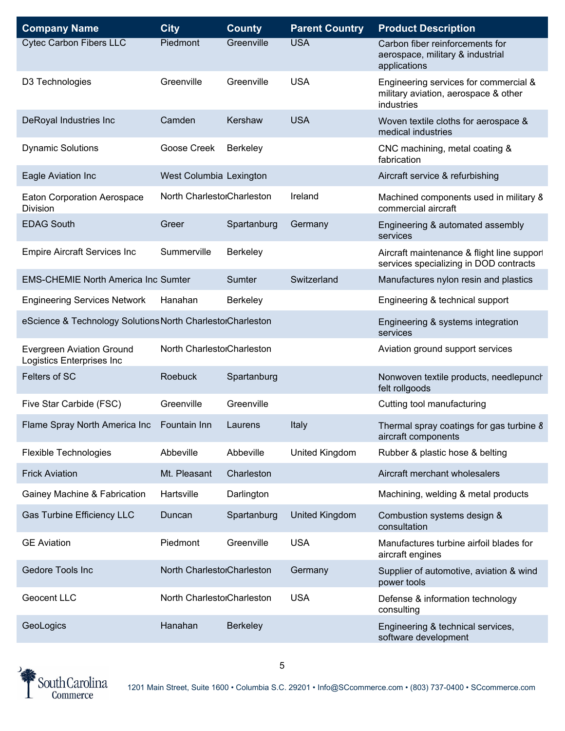| Company Name | City | County | Parent Country | Product Description |
|---|---|---|---|---|
| Cytec Carbon Fibers LLC | Piedmont | Greenville | USA | Carbon fiber reinforcements for aerospace, military & industrial applications |
| D3 Technologies | Greenville | Greenville | USA | Engineering services for commercial & military aviation, aerospace & other industries |
| DeRoyal Industries Inc | Camden | Kershaw | USA | Woven textile cloths for aerospace & medical industries |
| Dynamic Solutions | Goose Creek | Berkeley | | CNC machining, metal coating & fabrication |
| Eagle Aviation Inc | West Columbia | Lexington | | Aircraft service & refurbishing |
| Eaton Corporation Aerospace Division | North Charleston | Charleston | Ireland | Machined components used in military & commercial aircraft |
| EDAG South | Greer | Spartanburg | Germany | Engineering & automated assembly services |
| Empire Aircraft Services Inc | Summerville | Berkeley | | Aircraft maintenance & flight line support services specializing in DOD contracts |
| EMS-CHEMIE North America Inc | Sumter | Sumter | Switzerland | Manufactures nylon resin and plastics |
| Engineering Services Network | Hanahan | Berkeley | | Engineering & technical support |
| eScience & Technology Solutions | North Charleston | Charleston | | Engineering & systems integration services |
| Evergreen Aviation Ground Logistics Enterprises Inc | North Charleston | Charleston | | Aviation ground support services |
| Felters of SC | Roebuck | Spartanburg | | Nonwoven textile products, needlepunch felt rollgoods |
| Five Star Carbide (FSC) | Greenville | Greenville | | Cutting tool manufacturing |
| Flame Spray North America Inc | Fountain Inn | Laurens | Italy | Thermal spray coatings for gas turbine & aircraft components |
| Flexible Technologies | Abbeville | Abbeville | United Kingdom | Rubber & plastic hose & belting |
| Frick Aviation | Mt. Pleasant | Charleston | | Aircraft merchant wholesalers |
| Gainey Machine & Fabrication | Hartsville | Darlington | | Machining, welding & metal products |
| Gas Turbine Efficiency LLC | Duncan | Spartanburg | United Kingdom | Combustion systems design & consultation |
| GE Aviation | Piedmont | Greenville | USA | Manufactures turbine airfoil blades for aircraft engines |
| Gedore Tools Inc | North Charleston | Charleston | Germany | Supplier of automotive, aviation & wind power tools |
| Geocent LLC | North Charleston | Charleston | USA | Defense & information technology consulting |
| GeoLogics | Hanahan | Berkeley | | Engineering & technical services, software development |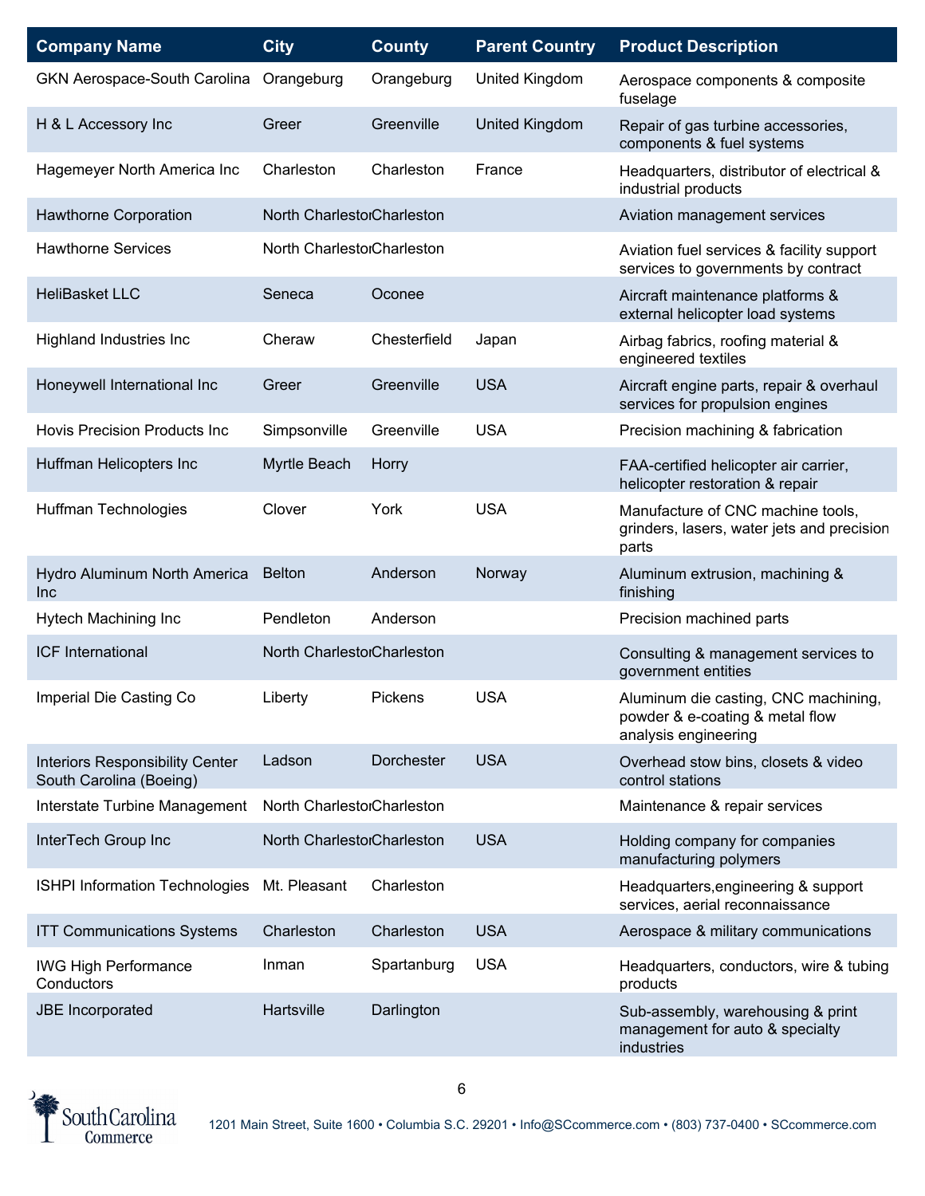| Company Name | City | County | Parent Country | Product Description |
|---|---|---|---|---|
| GKN Aerospace-South Carolina | Orangeburg | Orangeburg | United Kingdom | Aerospace components & composite fuselage |
| H & L Accessory Inc | Greer | Greenville | United Kingdom | Repair of gas turbine accessories, components & fuel systems |
| Hagemeyer North America Inc | Charleston | Charleston | France | Headquarters, distributor of electrical & industrial products |
| Hawthorne Corporation | North Charleston | Charleston | | Aviation management services |
| Hawthorne Services | North Charleston | Charleston | | Aviation fuel services & facility support services to governments by contract |
| HeliBasket LLC | Seneca | Oconee | | Aircraft maintenance platforms & external helicopter load systems |
| Highland Industries Inc | Cheraw | Chesterfield | Japan | Airbag fabrics, roofing material & engineered textiles |
| Honeywell International Inc | Greer | Greenville | USA | Aircraft engine parts, repair & overhaul services for propulsion engines |
| Hovis Precision Products Inc | Simpsonville | Greenville | USA | Precision machining & fabrication |
| Huffman Helicopters Inc | Myrtle Beach | Horry | | FAA-certified helicopter air carrier, helicopter restoration & repair |
| Huffman Technologies | Clover | York | USA | Manufacture of CNC machine tools, grinders, lasers, water jets and precision parts |
| Hydro Aluminum North America Inc | Belton | Anderson | Norway | Aluminum extrusion, machining & finishing |
| Hytech Machining Inc | Pendleton | Anderson | | Precision machined parts |
| ICF International | North Charleston | Charleston | | Consulting & management services to government entities |
| Imperial Die Casting Co | Liberty | Pickens | USA | Aluminum die casting, CNC machining, powder & e-coating & metal flow analysis engineering |
| Interiors Responsibility Center South Carolina (Boeing) | Ladson | Dorchester | USA | Overhead stow bins, closets & video control stations |
| Interstate Turbine Management | North Charleston | Charleston | | Maintenance & repair services |
| InterTech Group Inc | North Charleston | Charleston | USA | Holding company for companies manufacturing polymers |
| ISHPI Information Technologies | Mt. Pleasant | Charleston | | Headquarters,engineering & support services, aerial reconnaissance |
| ITT Communications Systems | Charleston | Charleston | USA | Aerospace & military communications |
| IWG High Performance Conductors | Inman | Spartanburg | USA | Headquarters, conductors, wire & tubing products |
| JBE Incorporated | Hartsville | Darlington | | Sub-assembly, warehousing & print management for auto & specialty industries |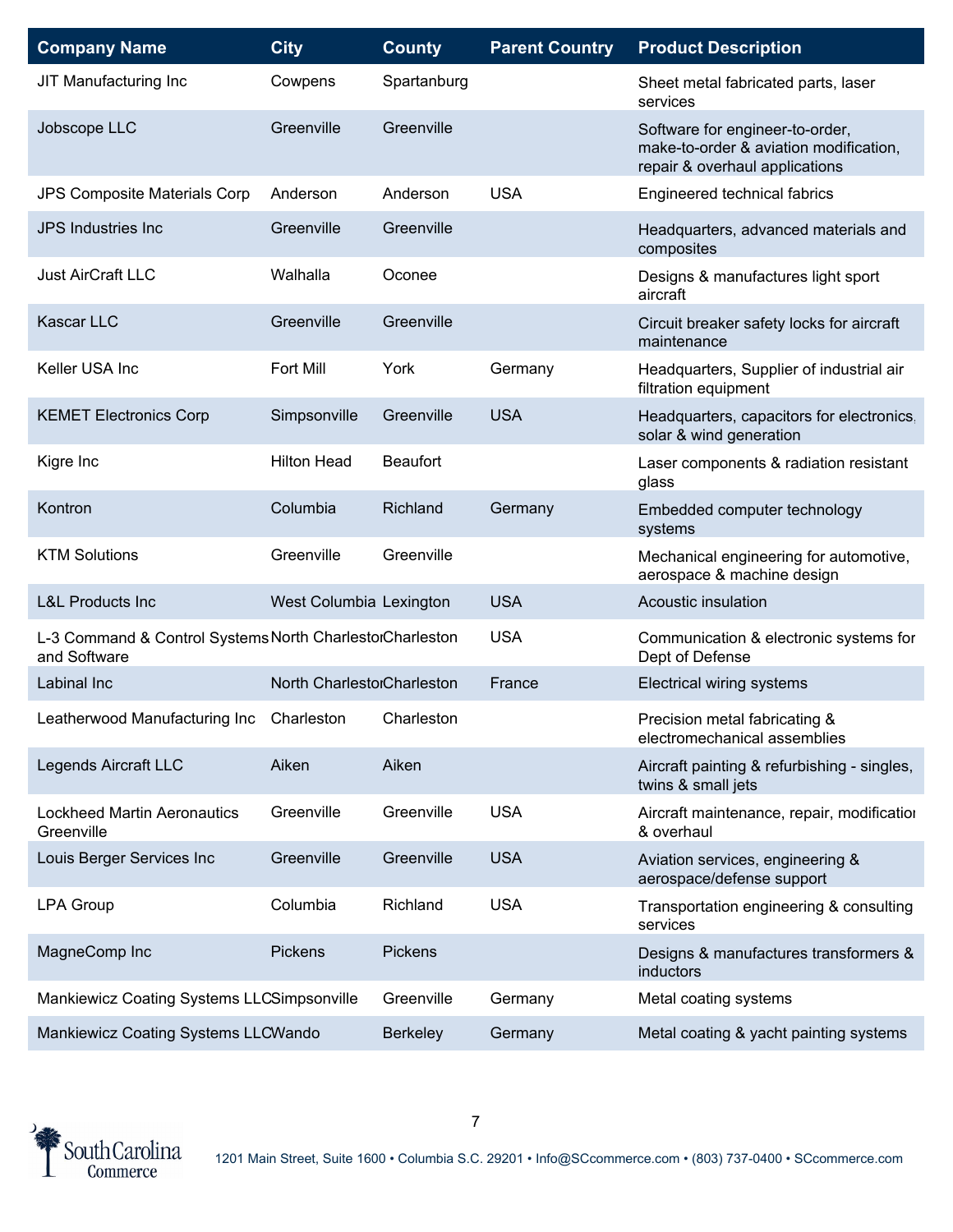| Company Name | City | County | Parent Country | Product Description |
|---|---|---|---|---|
| JIT Manufacturing Inc | Cowpens | Spartanburg | | Sheet metal fabricated parts, laser services |
| Jobscope LLC | Greenville | Greenville | | Software for engineer-to-order, make-to-order & aviation modification, repair & overhaul applications |
| JPS Composite Materials Corp | Anderson | Anderson | USA | Engineered technical fabrics |
| JPS Industries Inc | Greenville | Greenville | | Headquarters, advanced materials and composites |
| Just AirCraft LLC | Walhalla | Oconee | | Designs & manufactures light sport aircraft |
| Kascar LLC | Greenville | Greenville | | Circuit breaker safety locks for aircraft maintenance |
| Keller USA Inc | Fort Mill | York | Germany | Headquarters, Supplier of industrial air filtration equipment |
| KEMET Electronics Corp | Simpsonville | Greenville | USA | Headquarters, capacitors for electronics, solar & wind generation |
| Kigre Inc | Hilton Head | Beaufort | | Laser components & radiation resistant glass |
| Kontron | Columbia | Richland | Germany | Embedded computer technology systems |
| KTM Solutions | Greenville | Greenville | | Mechanical engineering for automotive, aerospace & machine design |
| L&L Products Inc | West Columbia | Lexington | USA | Acoustic insulation |
| L-3 Command & Control Systems and Software | North Charleston | Charleston | USA | Communication & electronic systems for Dept of Defense |
| Labinal Inc | North Charleston | Charleston | France | Electrical wiring systems |
| Leatherwood Manufacturing Inc | Charleston | Charleston | | Precision metal fabricating & electromechanical assemblies |
| Legends Aircraft LLC | Aiken | Aiken | | Aircraft painting & refurbishing - singles, twins & small jets |
| Lockheed Martin Aeronautics Greenville | Greenville | Greenville | USA | Aircraft maintenance, repair, modification & overhaul |
| Louis Berger Services Inc | Greenville | Greenville | USA | Aviation services, engineering & aerospace/defense support |
| LPA Group | Columbia | Richland | USA | Transportation engineering & consulting services |
| MagneComp Inc | Pickens | Pickens | | Designs & manufactures transformers & inductors |
| Mankiewicz Coating Systems LLC | Simpsonville | Greenville | Germany | Metal coating systems |
| Mankiewicz Coating Systems LLC | Wando | Berkeley | Germany | Metal coating & yacht painting systems |

South Carolina Commerce

1201 Main Street, Suite 1600 • Columbia S.C. 29201 • Info@SCcommerce.com • (803) 737-0400 • SCcommerce.com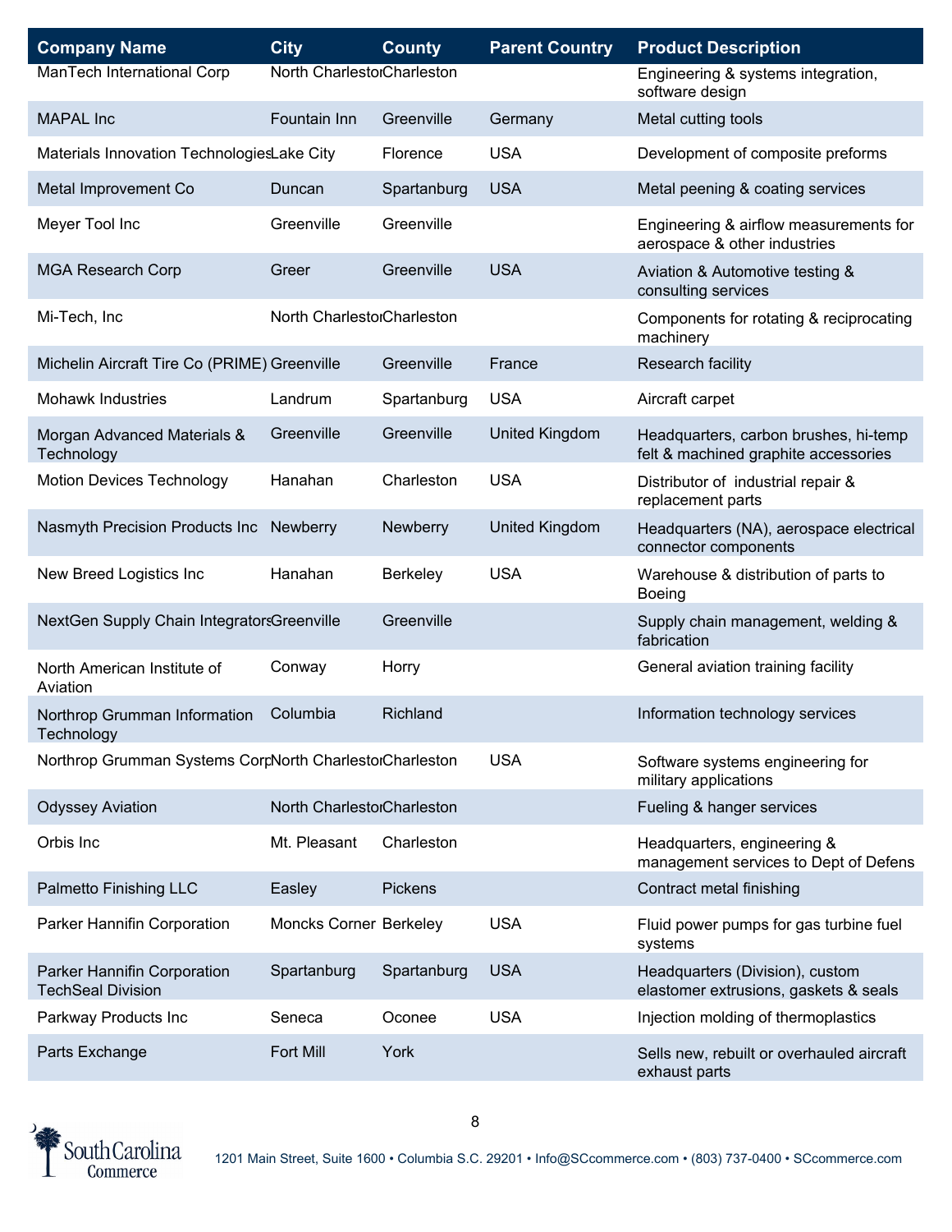| Company Name | City | County | Parent Country | Product Description |
|---|---|---|---|---|
| ManTech International Corp | North Charleston | Charleston | | Engineering & systems integration, software design |
| MAPAL Inc | Fountain Inn | Greenville | Germany | Metal cutting tools |
| Materials Innovation Technologies | Lake City | Florence | USA | Development of composite preforms |
| Metal Improvement Co | Duncan | Spartanburg | USA | Metal peening & coating services |
| Meyer Tool Inc | Greenville | Greenville | | Engineering & airflow measurements for aerospace & other industries |
| MGA Research Corp | Greer | Greenville | USA | Aviation & Automotive testing & consulting services |
| Mi-Tech, Inc | North Charleston | Charleston | | Components for rotating & reciprocating machinery |
| Michelin Aircraft Tire Co (PRIME) | Greenville | Greenville | France | Research facility |
| Mohawk Industries | Landrum | Spartanburg | USA | Aircraft carpet |
| Morgan Advanced Materials & Technology | Greenville | Greenville | United Kingdom | Headquarters, carbon brushes, hi-temp felt & machined graphite accessories |
| Motion Devices Technology | Hanahan | Charleston | USA | Distributor of industrial repair & replacement parts |
| Nasmyth Precision Products Inc | Newberry | Newberry | United Kingdom | Headquarters (NA), aerospace electrical connector components |
| New Breed Logistics Inc | Hanahan | Berkeley | USA | Warehouse & distribution of parts to Boeing |
| NextGen Supply Chain Integrators | Greenville | Greenville | | Supply chain management, welding & fabrication |
| North American Institute of Aviation | Conway | Horry | | General aviation training facility |
| Northrop Grumman Information Technology | Columbia | Richland | | Information technology services |
| Northrop Grumman Systems Corp | North Charleston | Charleston | USA | Software systems engineering for military applications |
| Odyssey Aviation | North Charleston | Charleston | | Fueling & hanger services |
| Orbis Inc | Mt. Pleasant | Charleston | | Headquarters, engineering & management services to Dept of Defens |
| Palmetto Finishing LLC | Easley | Pickens | | Contract metal finishing |
| Parker Hannifin Corporation | Moncks Corner | Berkeley | USA | Fluid power pumps for gas turbine fuel systems |
| Parker Hannifin Corporation TechSeal Division | Spartanburg | Spartanburg | USA | Headquarters (Division), custom elastomer extrusions, gaskets & seals |
| Parkway Products Inc | Seneca | Oconee | USA | Injection molding of thermoplastics |
| Parts Exchange | Fort Mill | York | | Sells new, rebuilt or overhauled aircraft exhaust parts |

South Carolina Commerce

1201 Main Street, Suite 1600 • Columbia S.C. 29201 • Info@SCcommerce.com • (803) 737-0400 • SCcommerce.com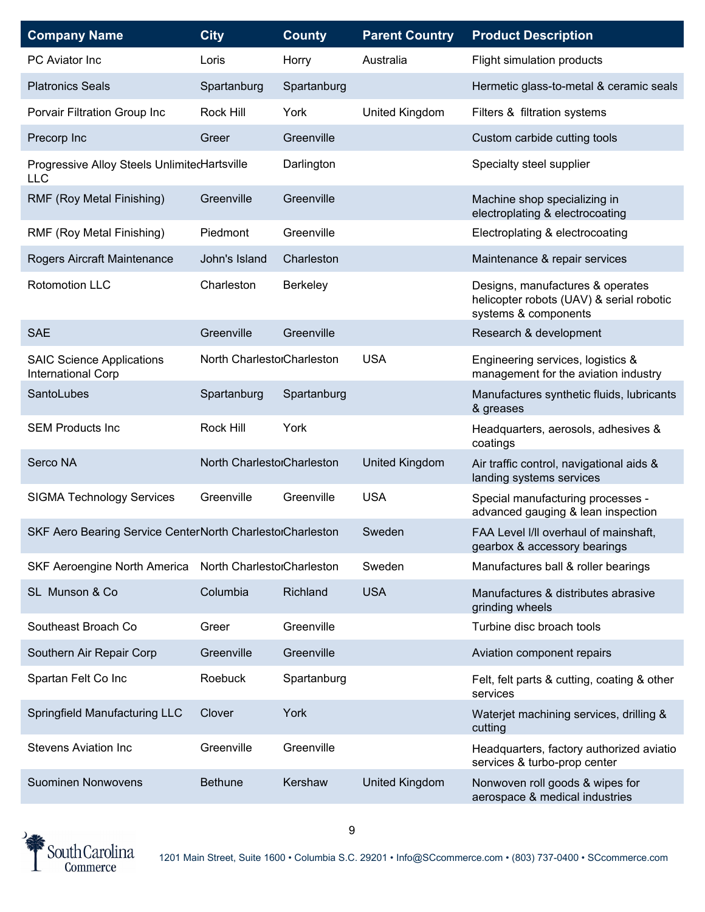| Company Name | City | County | Parent Country | Product Description |
|---|---|---|---|---|
| PC Aviator Inc | Loris | Horry | Australia | Flight simulation products |
| Platronics Seals | Spartanburg | Spartanburg | | Hermetic glass-to-metal & ceramic seals |
| Porvair Filtration Group Inc | Rock Hill | York | United Kingdom | Filters & filtration systems |
| Precorp Inc | Greer | Greenville | | Custom carbide cutting tools |
| Progressive Alloy Steels Unlimited LLC | Hartsville | Darlington | | Specialty steel supplier |
| RMF (Roy Metal Finishing) | Greenville | Greenville | | Machine shop specializing in electroplating & electrocoating |
| RMF (Roy Metal Finishing) | Piedmont | Greenville | | Electroplating & electrocoating |
| Rogers Aircraft Maintenance | John's Island | Charleston | | Maintenance & repair services |
| Rotomotion LLC | Charleston | Berkeley | | Designs, manufactures & operates helicopter robots (UAV) & serial robotic systems & components |
| SAE | Greenville | Greenville | | Research & development |
| SAIC Science Applications International Corp | North Charleston | Charleston | USA | Engineering services, logistics & management for the aviation industry |
| SantoLubes | Spartanburg | Spartanburg | | Manufactures synthetic fluids, lubricants & greases |
| SEM Products Inc | Rock Hill | York | | Headquarters, aerosols, adhesives & coatings |
| Serco NA | North Charleston | Charleston | United Kingdom | Air traffic control, navigational aids & landing systems services |
| SIGMA Technology Services | Greenville | Greenville | USA | Special manufacturing processes - advanced gauging & lean inspection |
| SKF Aero Bearing Service Center | North Charleston | Charleston | Sweden | FAA Level I/II overhaul of mainshaft, gearbox & accessory bearings |
| SKF Aeroengine North America | North Charleston | Charleston | Sweden | Manufactures ball & roller bearings |
| SL Munson & Co | Columbia | Richland | USA | Manufactures & distributes abrasive grinding wheels |
| Southeast Broach Co | Greer | Greenville | | Turbine disc broach tools |
| Southern Air Repair Corp | Greenville | Greenville | | Aviation component repairs |
| Spartan Felt Co Inc | Roebuck | Spartanburg | | Felt, felt parts & cutting, coating & other services |
| Springfield Manufacturing LLC | Clover | York | | Waterjet machining services, drilling & cutting |
| Stevens Aviation Inc | Greenville | Greenville | | Headquarters, factory authorized aviation services & turbo-prop center |
| Suominen Nonwovens | Bethune | Kershaw | United Kingdom | Nonwoven roll goods & wipes for aerospace & medical industries |

South Carolina Commerce

1201 Main Street, Suite 1600 • Columbia S.C. 29201 • Info@SCcommerce.com • (803) 737-0400 • SCcommerce.com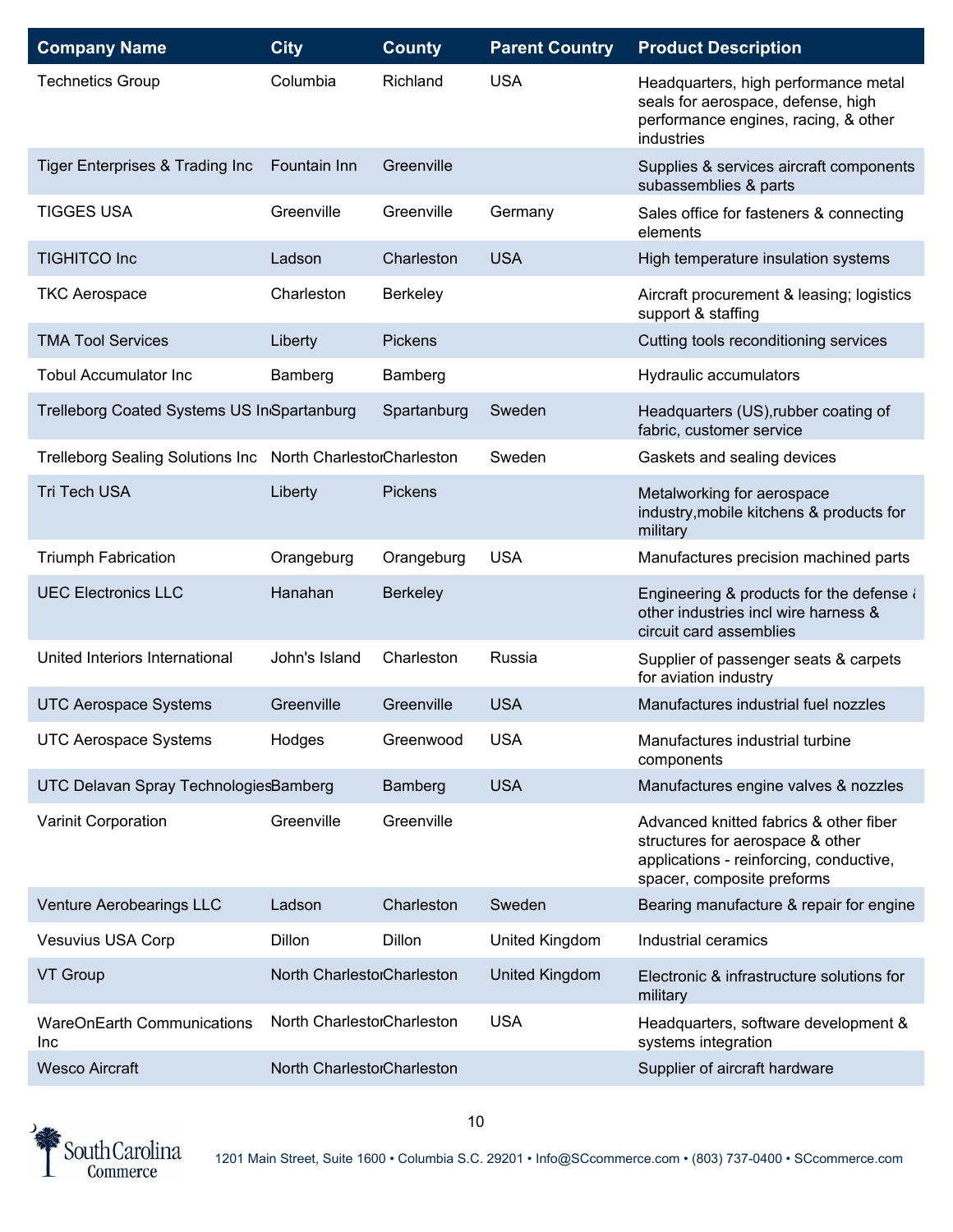| Company Name | City | County | Parent Country | Product Description |
| --- | --- | --- | --- | --- |
| Technetics Group | Columbia | Richland | USA | Headquarters, high performance metal seals for aerospace, defense, high performance engines, racing, & other industries |
| Tiger Enterprises & Trading Inc | Fountain Inn | Greenville | | Supplies & services aircraft components subassemblies & parts |
| TIGGES USA | Greenville | Greenville | Germany | Sales office for fasteners & connecting elements |
| TIGHITCO Inc | Ladson | Charleston | USA | High temperature insulation systems |
| TKC Aerospace | Charleston | Berkeley | | Aircraft procurement & leasing; logistics support & staffing |
| TMA Tool Services | Liberty | Pickens | | Cutting tools reconditioning services |
| Tobul Accumulator Inc | Bamberg | Bamberg | | Hydraulic accumulators |
| Trelleborg Coated Systems US Inc | Spartanburg | Spartanburg | Sweden | Headquarters (US),rubber coating of fabric, customer service |
| Trelleborg Sealing Solutions Inc | North Charleston | Charleston | Sweden | Gaskets and sealing devices |
| Tri Tech USA | Liberty | Pickens | | Metalworking for aerospace industry,mobile kitchens & products for military |
| Triumph Fabrication | Orangeburg | Orangeburg | USA | Manufactures precision machined parts |
| UEC Electronics LLC | Hanahan | Berkeley | | Engineering & products for the defense & other industries incl wire harness & circuit card assemblies |
| United Interiors International | John's Island | Charleston | Russia | Supplier of passenger seats & carpets for aviation industry |
| UTC Aerospace Systems | Greenville | Greenville | USA | Manufactures industrial fuel nozzles |
| UTC Aerospace Systems | Hodges | Greenwood | USA | Manufactures industrial turbine components |
| UTC Delavan Spray Technologies | Bamberg | Bamberg | USA | Manufactures engine valves & nozzles |
| Varinit Corporation | Greenville | Greenville | | Advanced knitted fabrics & other fiber structures for aerospace & other applications - reinforcing, conductive, spacer, composite preforms |
| Venture Aerobearings LLC | Ladson | Charleston | Sweden | Bearing manufacture & repair for engine |
| Vesuvius USA Corp | Dillon | Dillon | United Kingdom | Industrial ceramics |
| VT Group | North Charleston | Charleston | United Kingdom | Electronic & infrastructure solutions for military |
| WareOnEarth Communications Inc | North Charleston | Charleston | USA | Headquarters, software development & systems integration |
| Wesco Aircraft | North Charleston | Charleston | | Supplier of aircraft hardware |

South Carolina Commerce

1201 Main Street, Suite 1600 • Columbia S.C. 29201 • Info@SCcommerce.com • (803) 737-0400 • SCcommerce.com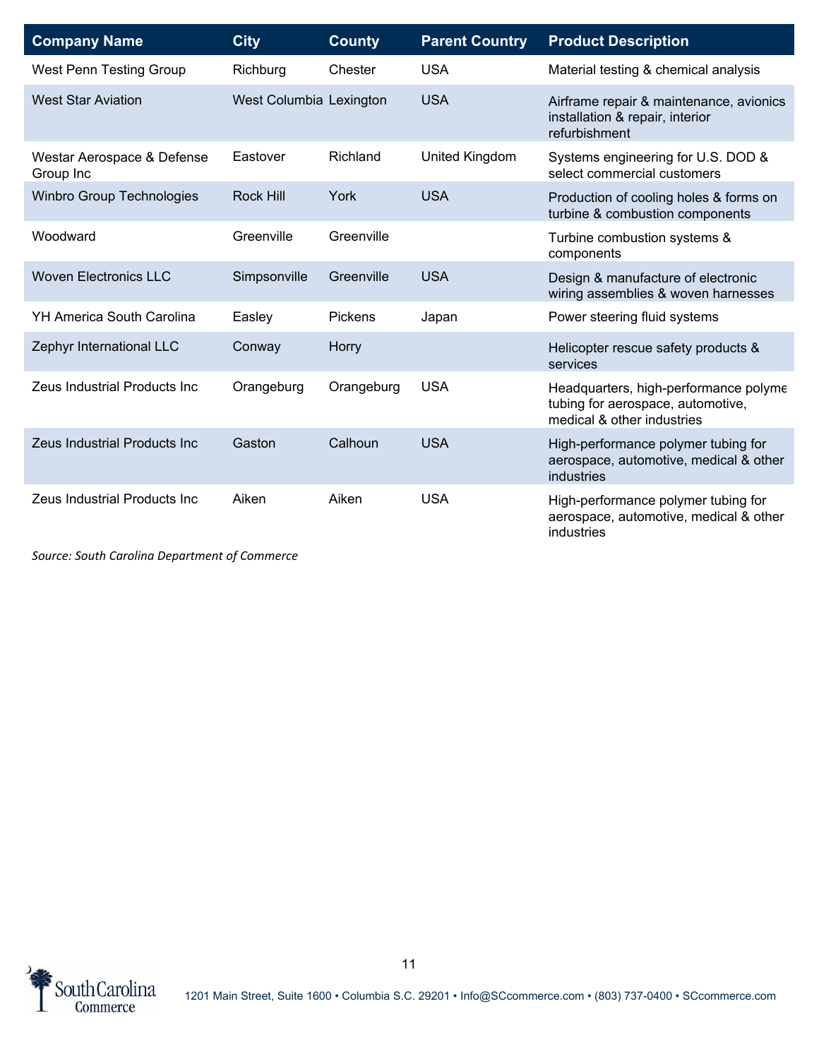| Company Name | City | County | Parent Country | Product Description |
|---|---|---|---|---|
| West Penn Testing Group | Richburg | Chester | USA | Material testing & chemical analysis |
| West Star Aviation | West Columbia | Lexington | USA | Airframe repair & maintenance, avionics installation & repair, interior refurbishment |
| Westar Aerospace & Defense Group Inc | Eastover | Richland | United Kingdom | Systems engineering for U.S. DOD & select commercial customers |
| Winbro Group Technologies | Rock Hill | York | USA | Production of cooling holes & forms on turbine & combustion components |
| Woodward | Greenville | Greenville | | Turbine combustion systems & components |
| Woven Electronics LLC | Simpsonville | Greenville | USA | Design & manufacture of electronic wiring assemblies & woven harnesses |
| YH America South Carolina | Easley | Pickens | Japan | Power steering fluid systems |
| Zephyr International LLC | Conway | Horry | | Helicopter rescue safety products & services |
| Zeus Industrial Products Inc | Orangeburg | Orangeburg | USA | Headquarters, high-performance polyme tubing for aerospace, automotive, medical & other industries |
| Zeus Industrial Products Inc | Gaston | Calhoun | USA | High-performance polymer tubing for aerospace, automotive, medical & other industries |
| Zeus Industrial Products Inc | Aiken | Aiken | USA | High-performance polymer tubing for aerospace, automotive, medical & other industries |

*Source: South Carolina Department of Commerce*

South Carolina Commerce

1201 Main Street, Suite 1600 • Columbia S.C. 29201 • Info@SCcommerce.com • (803) 737-0400 • SCcommerce.com